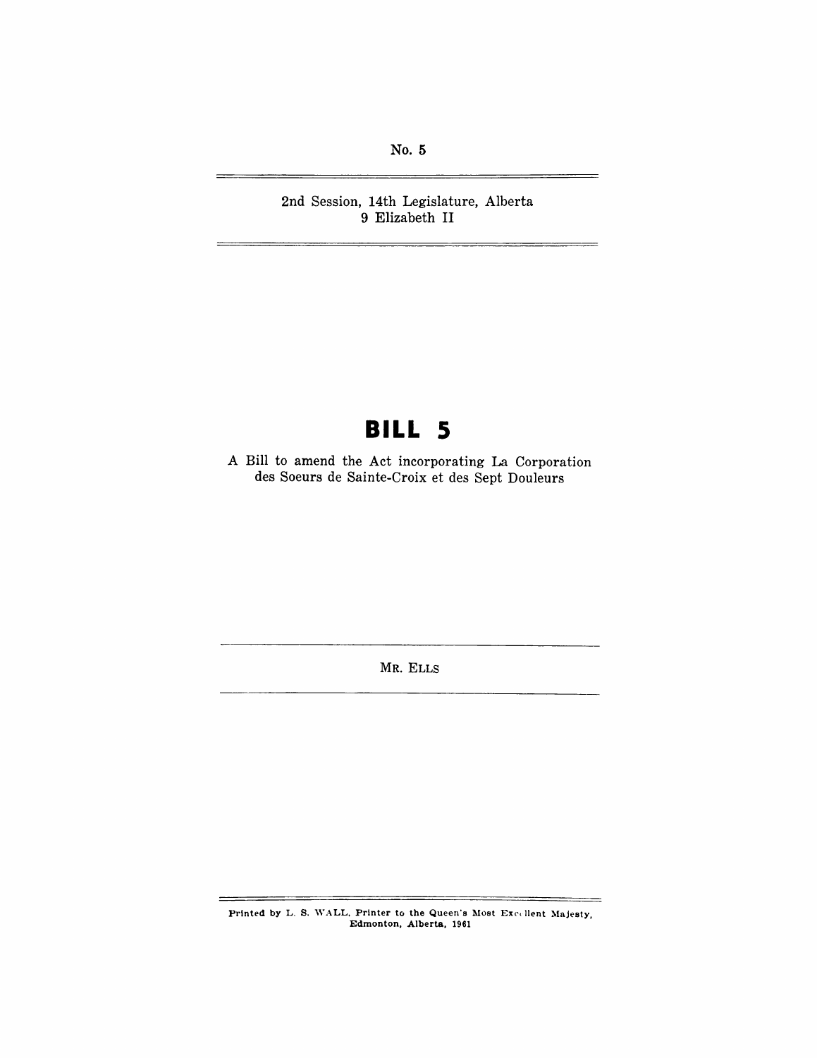No. 5

2nd Session, 14th Legislature, Alberta
9 Elizabeth II

# BILL 5

A Bill to amend the Act incorporating La Corporation des Soeurs de Sainte-Croix et des Sept Douleurs

MR. ELLS

Printed by L. S. WALL, Printer to the Queen's Most Excellent Majesty, Edmonton, Alberta, 1961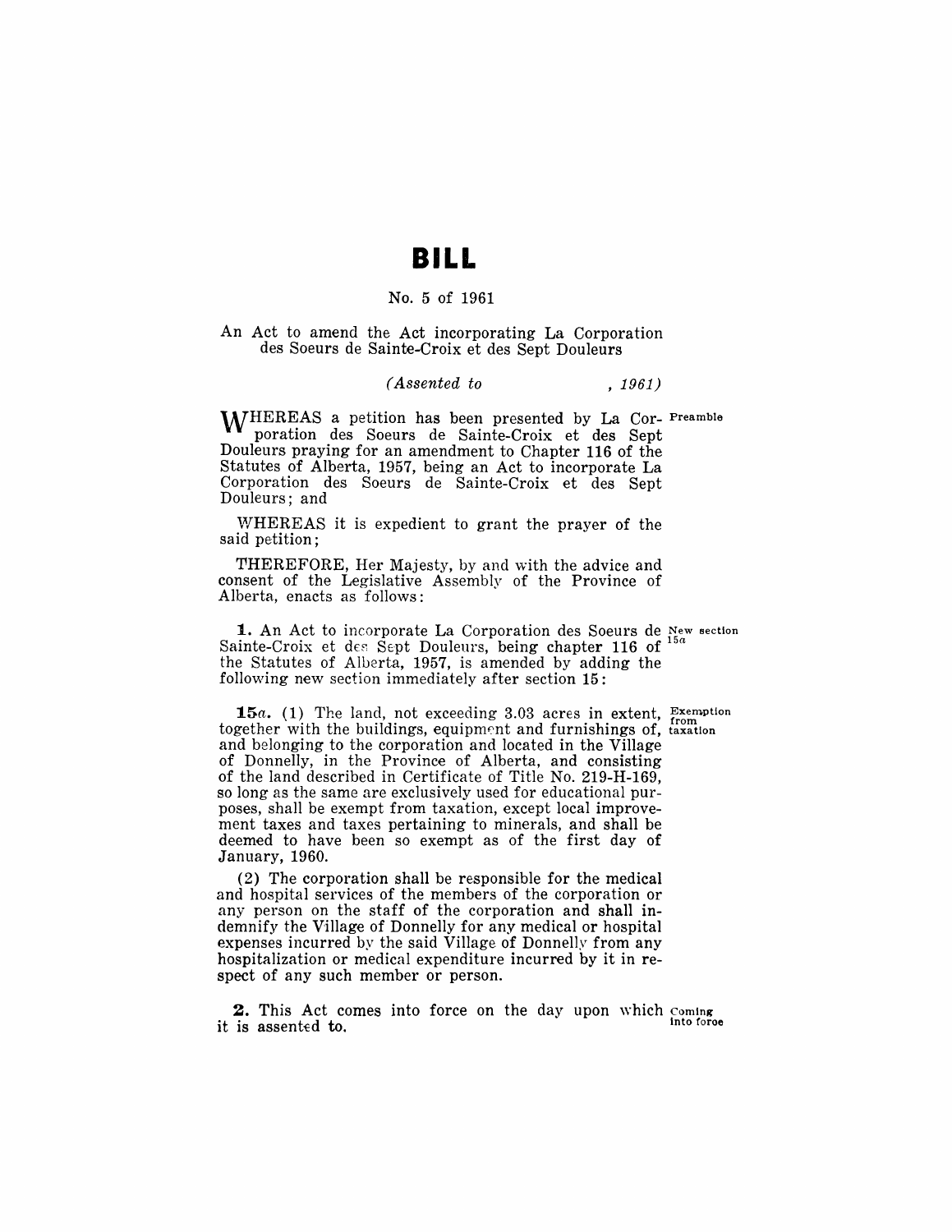# BILL

No. 5 of 1961

An Act to amend the Act incorporating La Corporation des Soeurs de Sainte-Croix et des Sept Douleurs

*(Assented to , 1961)*

Preamble

WHEREAS a petition has been presented by La Corporation des Soeurs de Sainte-Croix et des Sept Douleurs praying for an amendment to Chapter 116 of the Statutes of Alberta, 1957, being an Act to incorporate La Corporation des Soeurs de Sainte-Croix et des Sept Douleurs; and

WHEREAS it is expedient to grant the prayer of the said petition;

THEREFORE, Her Majesty, by and with the advice and consent of the Legislative Assembly of the Province of Alberta, enacts as follows:

New section 15*a*

**1.** An Act to incorporate La Corporation des Soeurs de Sainte-Croix et des Sept Douleurs, being chapter 116 of the Statutes of Alberta, 1957, is amended by adding the following new section immediately after section 15:

Exemption from taxation

**15*a*.** (1) The land, not exceeding 3.03 acres in extent, together with the buildings, equipment and furnishings of, and belonging to the corporation and located in the Village of Donnelly, in the Province of Alberta, and consisting of the land described in Certificate of Title No. 219-H-169, so long as the same are exclusively used for educational purposes, shall be exempt from taxation, except local improvement taxes and taxes pertaining to minerals, and shall be deemed to have been so exempt as of the first day of January, 1960.

(2) The corporation shall be responsible for the medical and hospital services of the members of the corporation or any person on the staff of the corporation and shall indemnify the Village of Donnelly for any medical or hospital expenses incurred by the said Village of Donnelly from any hospitalization or medical expenditure incurred by it in respect of any such member or person.

Coming into force

**2.** This Act comes into force on the day upon which it is assented to.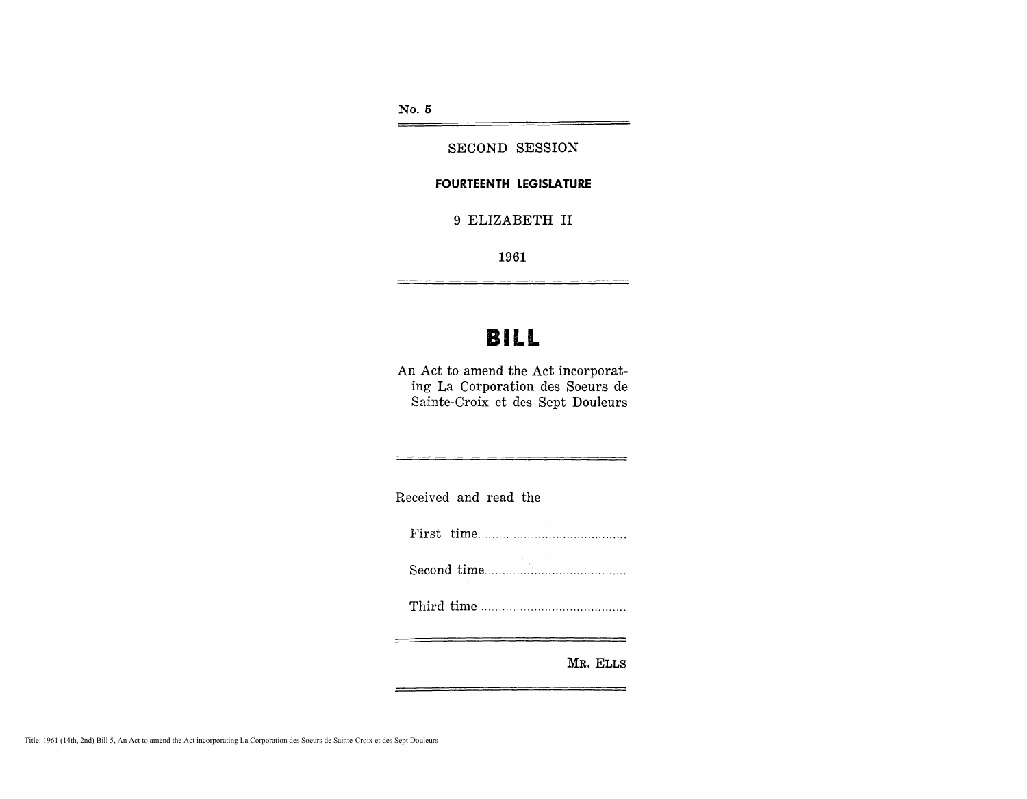No. 5

SECOND SESSION

**FOURTEENTH LEGISLATURE**

9 ELIZABETH II

1961

# BILL

An Act to amend the Act incorporating La Corporation des Soeurs de Sainte-Croix et des Sept Douleurs

Received and read the

First time..........................................

Second time........................................

Third time..........................................

MR. ELLS

Title: 1961 (14th, 2nd) Bill 5, An Act to amend the Act incorporating La Corporation des Soeurs de Sainte-Croix et des Sept Douleurs